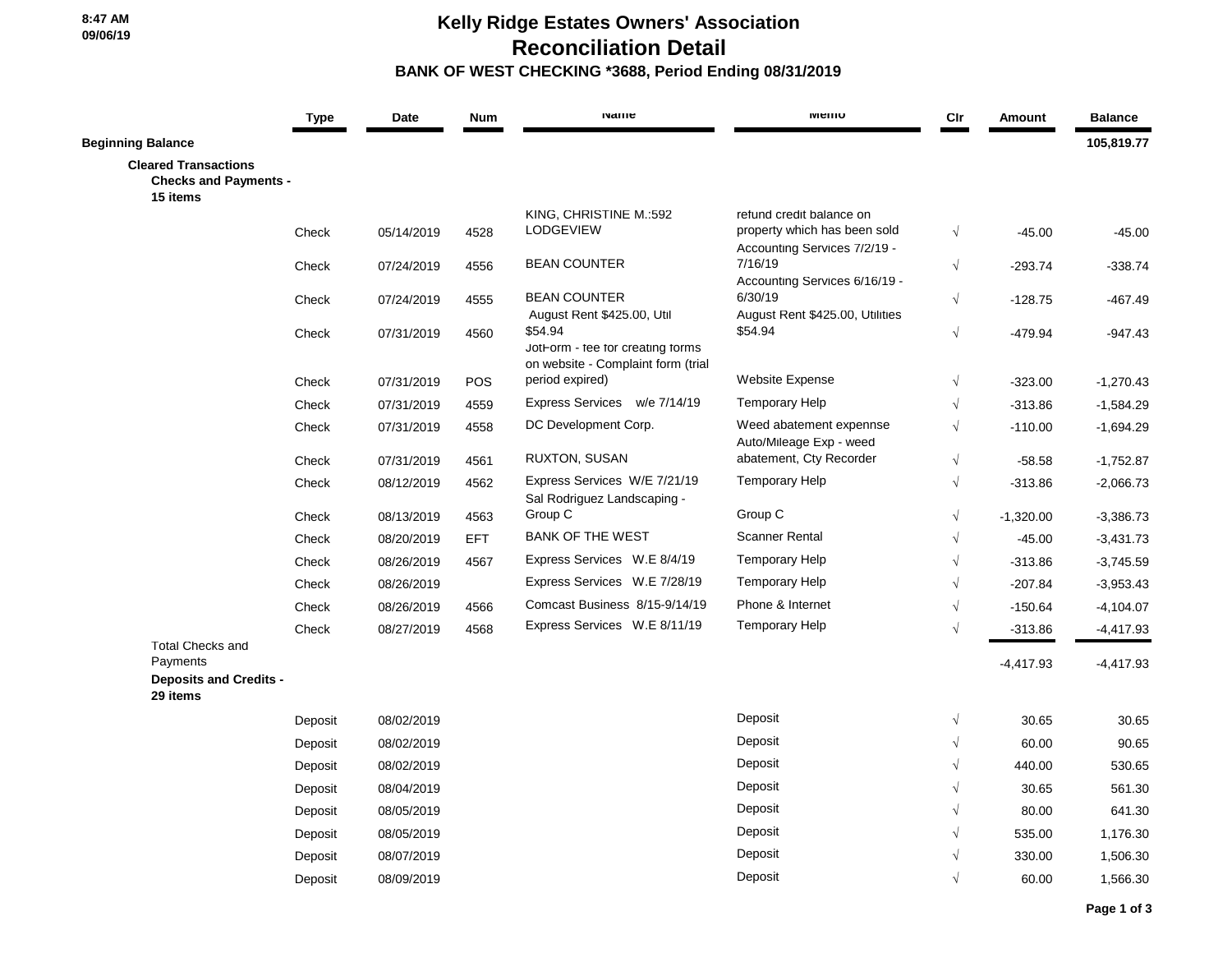8:47 AM
09/06/19

# Kelly Ridge Estates Owners' Association
## Reconciliation Detail
### BANK OF WEST CHECKING *3688, Period Ending 08/31/2019

| | Type | Date | Num | Name | Memo | Clr | Amount | Balance |
|---|---|---|---|---|---|---|---|---|
| **Beginning Balance** | | | | | | | | **105,819.77** |
| **Cleared Transactions** | | | | | | | | |
| **Checks and Payments - 15 items** | | | | | | | | |
| | Check | 05/14/2019 | 4528 | KING, CHRISTINE M.:592 LODGEVIEW | refund credit balance on property which has been sold | √ | -45.00 | -45.00 |
| | Check | 07/24/2019 | 4556 | BEAN COUNTER | Accounting Services 7/2/19 - 7/16/19 | √ | -293.74 | -338.74 |
| | Check | 07/24/2019 | 4555 | BEAN COUNTER | Accounting Services 6/16/19 - 6/30/19 | √ | -128.75 | -467.49 |
| | Check | 07/31/2019 | 4560 | August Rent $425.00, Util $54.94 | August Rent $425.00, Utilities $54.94 | √ | -479.94 | -947.43 |
| | Check | 07/31/2019 | POS | JotForm - fee for creating forms on website - Complaint form (trial period expired) | Website Expense | √ | -323.00 | -1,270.43 |
| | Check | 07/31/2019 | 4559 | Express Services w/e 7/14/19 | Temporary Help | √ | -313.86 | -1,584.29 |
| | Check | 07/31/2019 | 4558 | DC Development Corp. | Weed abatement expennse | √ | -110.00 | -1,694.29 |
| | Check | 07/31/2019 | 4561 | RUXTON, SUSAN | Auto/Mileage Exp - weed abatement, Cty Recorder | √ | -58.58 | -1,752.87 |
| | Check | 08/12/2019 | 4562 | Express Services W/E 7/21/19 | Temporary Help | √ | -313.86 | -2,066.73 |
| | Check | 08/13/2019 | 4563 | Sal Rodriguez Landscaping - Group C | Group C | √ | -1,320.00 | -3,386.73 |
| | Check | 08/20/2019 | EFT | BANK OF THE WEST | Scanner Rental | √ | -45.00 | -3,431.73 |
| | Check | 08/26/2019 | 4567 | Express Services W.E 8/4/19 | Temporary Help | √ | -313.86 | -3,745.59 |
| | Check | 08/26/2019 | | Express Services W.E 7/28/19 | Temporary Help | √ | -207.84 | -3,953.43 |
| | Check | 08/26/2019 | 4566 | Comcast Business 8/15-9/14/19 | Phone & Internet | √ | -150.64 | -4,104.07 |
| | Check | 08/27/2019 | 4568 | Express Services W.E 8/11/19 | Temporary Help | √ | -313.86 | -4,417.93 |
| Total Checks and Payments | | | | | | | -4,417.93 | -4,417.93 |
| **Deposits and Credits - 29 items** | | | | | | | | |
| | Deposit | 08/02/2019 | | | Deposit | √ | 30.65 | 30.65 |
| | Deposit | 08/02/2019 | | | Deposit | √ | 60.00 | 90.65 |
| | Deposit | 08/02/2019 | | | Deposit | √ | 440.00 | 530.65 |
| | Deposit | 08/04/2019 | | | Deposit | √ | 30.65 | 561.30 |
| | Deposit | 08/05/2019 | | | Deposit | √ | 80.00 | 641.30 |
| | Deposit | 08/05/2019 | | | Deposit | √ | 535.00 | 1,176.30 |
| | Deposit | 08/07/2019 | | | Deposit | √ | 330.00 | 1,506.30 |
| | Deposit | 08/09/2019 | | | Deposit | √ | 60.00 | 1,566.30 |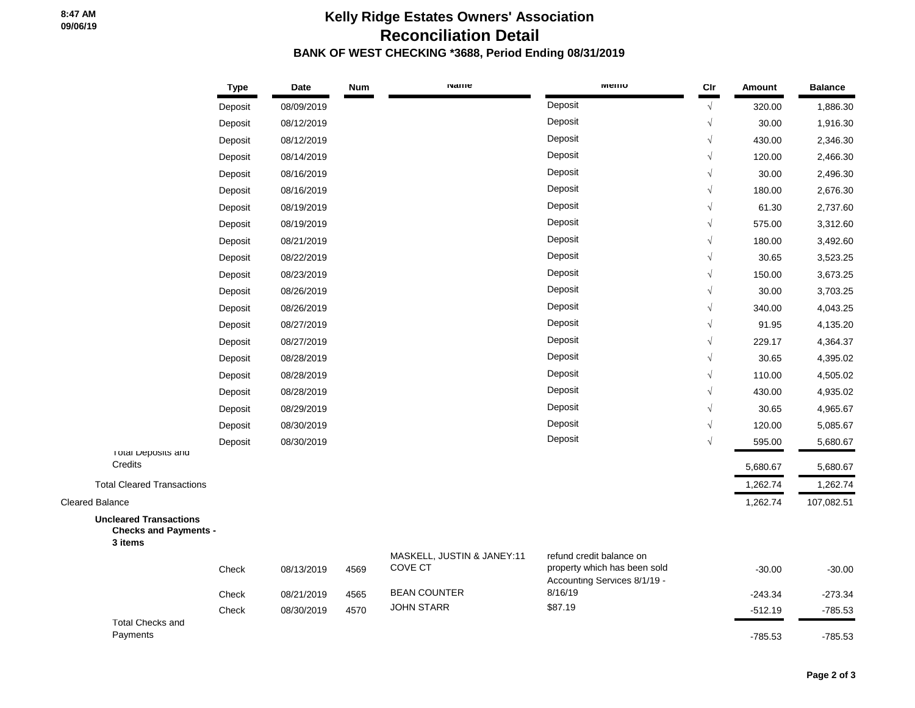# Kelly Ridge Estates Owners' Association

## Reconciliation Detail

### BANK OF WEST CHECKING *3688, Period Ending 08/31/2019

| | Type | Date | Num | Name | Memo | Clr | Amount | Balance |
|---|---|---|---|---|---|---|---|---|
| | Deposit | 08/09/2019 | | | Deposit | √ | 320.00 | 1,886.30 |
| | Deposit | 08/12/2019 | | | Deposit | √ | 30.00 | 1,916.30 |
| | Deposit | 08/12/2019 | | | Deposit | √ | 430.00 | 2,346.30 |
| | Deposit | 08/14/2019 | | | Deposit | √ | 120.00 | 2,466.30 |
| | Deposit | 08/16/2019 | | | Deposit | √ | 30.00 | 2,496.30 |
| | Deposit | 08/16/2019 | | | Deposit | √ | 180.00 | 2,676.30 |
| | Deposit | 08/19/2019 | | | Deposit | √ | 61.30 | 2,737.60 |
| | Deposit | 08/19/2019 | | | Deposit | √ | 575.00 | 3,312.60 |
| | Deposit | 08/21/2019 | | | Deposit | √ | 180.00 | 3,492.60 |
| | Deposit | 08/22/2019 | | | Deposit | √ | 30.65 | 3,523.25 |
| | Deposit | 08/23/2019 | | | Deposit | √ | 150.00 | 3,673.25 |
| | Deposit | 08/26/2019 | | | Deposit | √ | 30.00 | 3,703.25 |
| | Deposit | 08/26/2019 | | | Deposit | √ | 340.00 | 4,043.25 |
| | Deposit | 08/27/2019 | | | Deposit | √ | 91.95 | 4,135.20 |
| | Deposit | 08/27/2019 | | | Deposit | √ | 229.17 | 4,364.37 |
| | Deposit | 08/28/2019 | | | Deposit | √ | 30.65 | 4,395.02 |
| | Deposit | 08/28/2019 | | | Deposit | √ | 110.00 | 4,505.02 |
| | Deposit | 08/28/2019 | | | Deposit | √ | 430.00 | 4,935.02 |
| | Deposit | 08/29/2019 | | | Deposit | √ | 30.65 | 4,965.67 |
| | Deposit | 08/30/2019 | | | Deposit | √ | 120.00 | 5,085.67 |
| | Deposit | 08/30/2019 | | | Deposit | √ | 595.00 | 5,680.67 |
| Total Deposits and Credits | | | | | | | 5,680.67 | 5,680.67 |
| Total Cleared Transactions | | | | | | | 1,262.74 | 1,262.74 |
| Cleared Balance | | | | | | | 1,262.74 | 107,082.51 |
| **Uncleared Transactions** | | | | | | | | |
| **Checks and Payments - 3 items** | | | | | | | | |
| | Check | 08/13/2019 | 4569 | MASKELL, JUSTIN & JANEY:11 COVE CT | refund credit balance on property which has been sold | | -30.00 | -30.00 |
| | Check | 08/21/2019 | 4565 | BEAN COUNTER | Accounting Services 8/1/19 - 8/16/19 | | -243.34 | -273.34 |
| | Check | 08/30/2019 | 4570 | JOHN STARR | $87.19 | | -512.19 | -785.53 |
| Total Checks and Payments | | | | | | | -785.53 | -785.53 |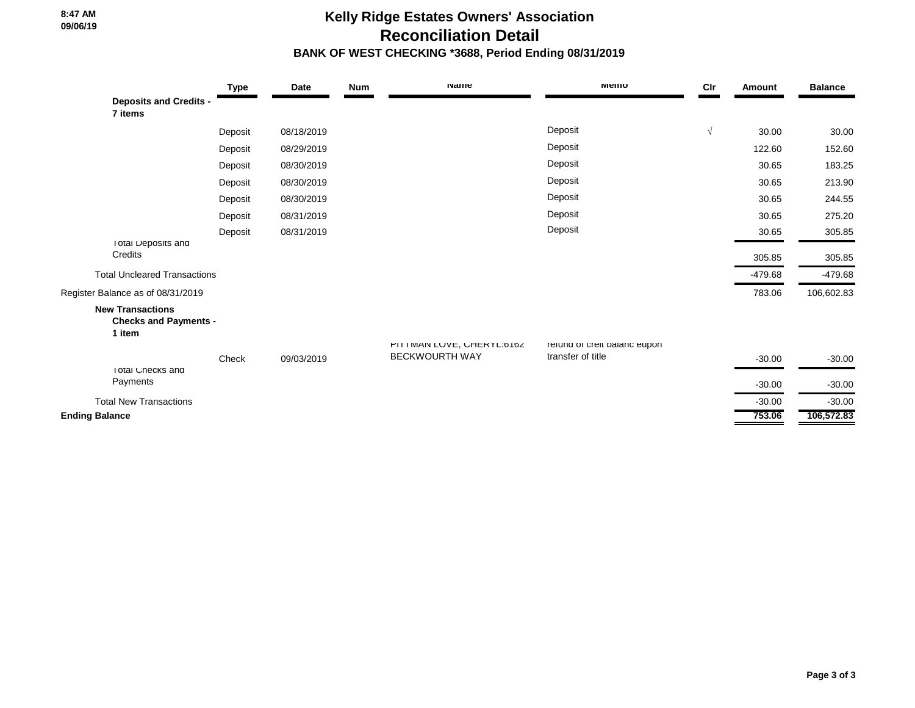# Kelly Ridge Estates Owners' Association

## Reconciliation Detail

### BANK OF WEST CHECKING *3688, Period Ending 08/31/2019

| | Type | Date | Num | Name | Memo | Clr | Amount | Balance |
|---|---|---|---|---|---|---|---|---|
| **Deposits and Credits - 7 items** | | | | | | | | |
| | Deposit | 08/18/2019 | | | Deposit | √ | 30.00 | 30.00 |
| | Deposit | 08/29/2019 | | | Deposit | | 122.60 | 152.60 |
| | Deposit | 08/30/2019 | | | Deposit | | 30.65 | 183.25 |
| | Deposit | 08/30/2019 | | | Deposit | | 30.65 | 213.90 |
| | Deposit | 08/30/2019 | | | Deposit | | 30.65 | 244.55 |
| | Deposit | 08/31/2019 | | | Deposit | | 30.65 | 275.20 |
| | Deposit | 08/31/2019 | | | Deposit | | 30.65 | 305.85 |
| Total Deposits and Credits | | | | | | | 305.85 | 305.85 |
| Total Uncleared Transactions | | | | | | | -479.68 | -479.68 |
| Register Balance as of 08/31/2019 | | | | | | | 783.06 | 106,602.83 |
| **New Transactions** | | | | | | | | |
| **Checks and Payments - 1 item** | | | | | | | | |
| | Check | 09/03/2019 | | PITTMAN LOVE, CHERYL:6162 BECKWOURTH WAY | refund of creit balanc eupon transfer of title | | -30.00 | -30.00 |
| Total Checks and Payments | | | | | | | -30.00 | -30.00 |
| Total New Transactions | | | | | | | -30.00 | -30.00 |
| **Ending Balance** | | | | | | | **753.06** | **106,572.83** |